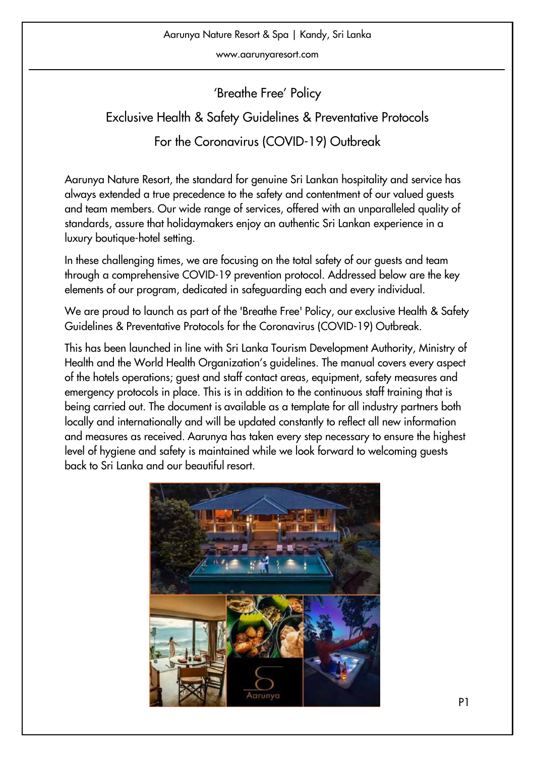# 'Breathe Free' Policy

## Exclusive Health & Safety Guidelines & Preventative Protocols

## For the Coronavirus (COVID-19) Outbreak

Aarunya Nature Resort, the standard for genuine Sri Lankan hospitality and service has always extended a true precedence to the safety and contentment of our valued guests and team members. Our wide range of services, offered with an unparalleled quality of standards, assure that holidaymakers enjoy an authentic Sri Lankan experience in a luxury boutique-hotel setting.

In these challenging times, we are focusing on the total safety of our guests and team through a comprehensive COVID-19 prevention protocol. Addressed below are the key elements of our program, dedicated in safeguarding each and every individual.

We are proud to launch as part of the 'Breathe Free' Policy, our exclusive Health & Safety Guidelines & Preventative Protocols for the Coronavirus (COVID-19) Outbreak.

This has been launched in line with Sri Lanka Tourism Development Authority, Ministry of Health and the World Health Organization's guidelines. The manual covers every aspect of the hotels operations; guest and staff contact areas, equipment, safety measures and emergency protocols in place. This is in addition to the continuous staff training that is being carried out. The document is available as a template for all industry partners both locally and internationally and will be updated constantly to reflect all new information and measures as received. Aarunya has taken every step necessary to ensure the highest level of hygiene and safety is maintained while we look forward to welcoming guests back to Sri Lanka and our beautiful resort.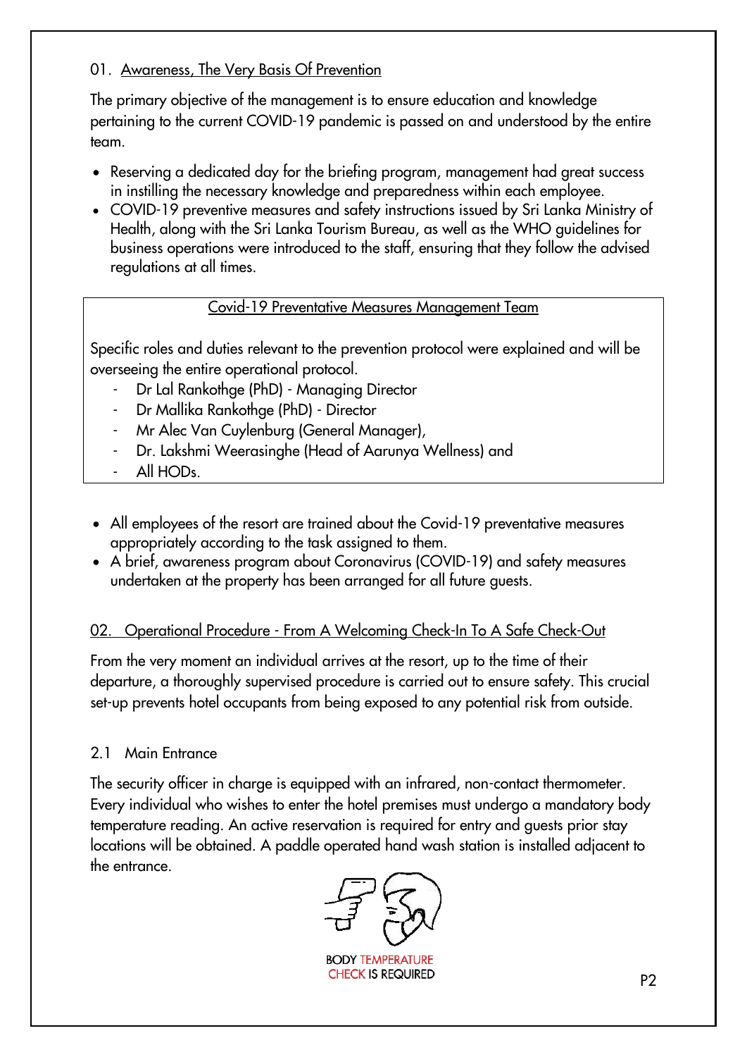## 01. Awareness, The Very Basis Of Prevention

The primary objective of the management is to ensure education and knowledge pertaining to the current COVID-19 pandemic is passed on and understood by the entire team.

- Reserving a dedicated day for the briefing program, management had great success in instilling the necessary knowledge and preparedness within each employee.
- COVID-19 preventive measures and safety instructions issued by Sri Lanka Ministry of Health, along with the Sri Lanka Tourism Bureau, as well as the WHO guidelines for business operations were introduced to the staff, ensuring that they follow the advised regulations at all times.

### Covid-19 Preventative Measures Management Team

Specific roles and duties relevant to the prevention protocol were explained and will be overseeing the entire operational protocol.

- Dr Lal Rankothge (PhD) - Managing Director
- Dr Mallika Rankothge (PhD) - Director
- Mr Alec Van Cuylenburg (General Manager),
- Dr. Lakshmi Weerasinghe (Head of Aarunya Wellness) and
- All HODs.

- All employees of the resort are trained about the Covid-19 preventative measures appropriately according to the task assigned to them.
- A brief, awareness program about Coronavirus (COVID-19) and safety measures undertaken at the property has been arranged for all future guests.

## 02. Operational Procedure - From A Welcoming Check-In To A Safe Check-Out

From the very moment an individual arrives at the resort, up to the time of their departure, a thoroughly supervised procedure is carried out to ensure safety. This crucial set-up prevents hotel occupants from being exposed to any potential risk from outside.

### 2.1 Main Entrance

The security officer in charge is equipped with an infrared, non-contact thermometer. Every individual who wishes to enter the hotel premises must undergo a mandatory body temperature reading. An active reservation is required for entry and guests prior stay locations will be obtained. A paddle operated hand wash station is installed adjacent to the entrance.

BODY TEMPERATURE CHECK IS REQUIRED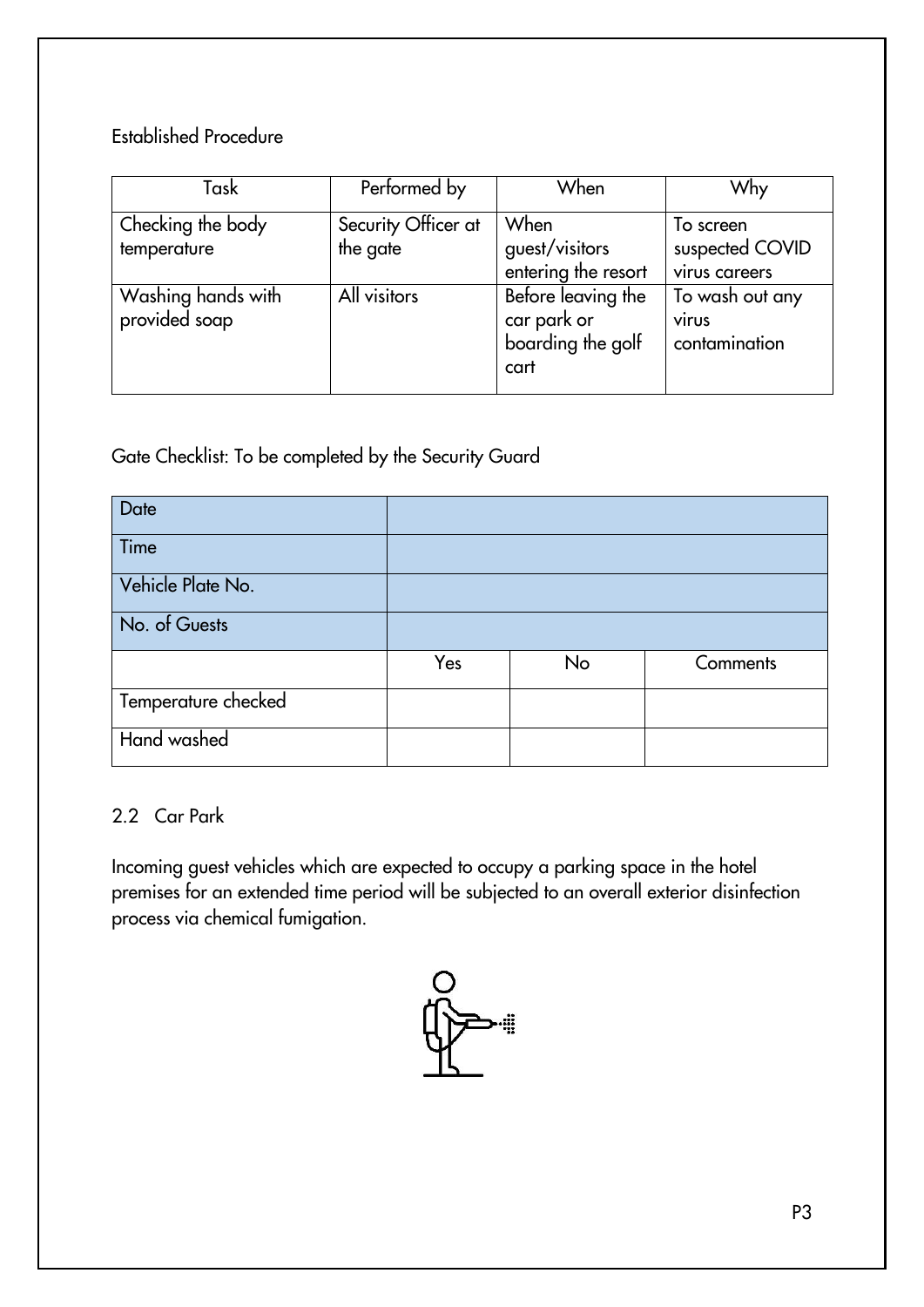Established Procedure

| Task | Performed by | When | Why |
| --- | --- | --- | --- |
| Checking the body temperature | Security Officer at the gate | When guest/visitors entering the resort | To screen suspected COVID virus careers |
| Washing hands with provided soap | All visitors | Before leaving the car park or boarding the golf cart | To wash out any virus contamination |

Gate Checklist: To be completed by the Security Guard

| Date | | | |
| --- | --- | --- | --- |
| Time | | | |
| Vehicle Plate No. | | | |
| No. of Guests | | | |
| | Yes | No | Comments |
| Temperature checked | | | |
| Hand washed | | | |

## 2.2 Car Park

Incoming guest vehicles which are expected to occupy a parking space in the hotel premises for an extended time period will be subjected to an overall exterior disinfection process via chemical fumigation.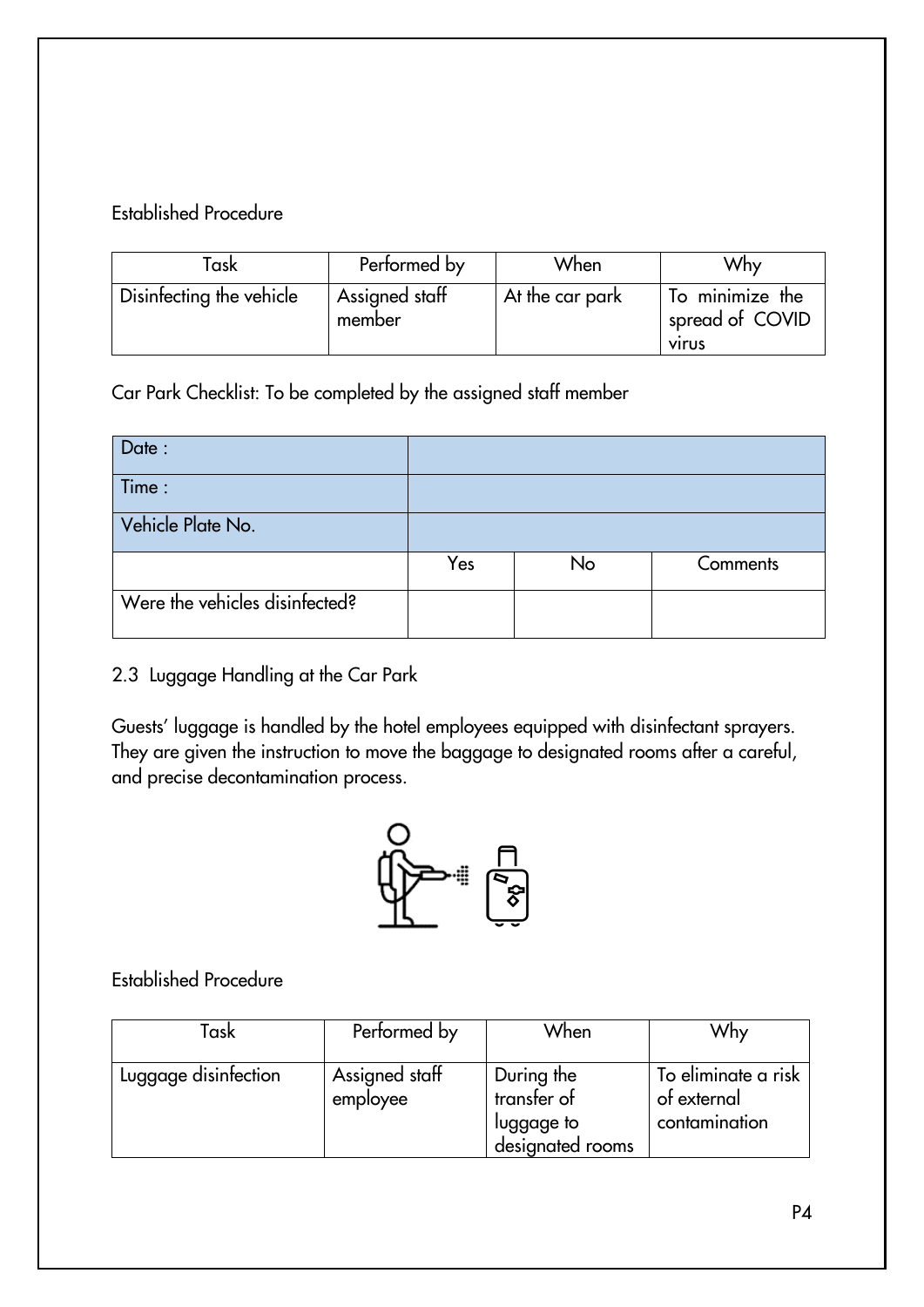Established Procedure

| Task | Performed by | When | Why |
|---|---|---|---|
| Disinfecting the vehicle | Assigned staff member | At the car park | To minimize the spread of COVID virus |

Car Park Checklist: To be completed by the assigned staff member

| Date : | | | |
|---|---|---|---|
| Time : | | | |
| Vehicle Plate No. | | | |
| | Yes | No | Comments |
| Were the vehicles disinfected? | | | |

## 2.3 Luggage Handling at the Car Park

Guests' luggage is handled by the hotel employees equipped with disinfectant sprayers. They are given the instruction to move the baggage to designated rooms after a careful, and precise decontamination process.

Established Procedure

| Task | Performed by | When | Why |
|---|---|---|---|
| Luggage disinfection | Assigned staff employee | During the transfer of luggage to designated rooms | To eliminate a risk of external contamination |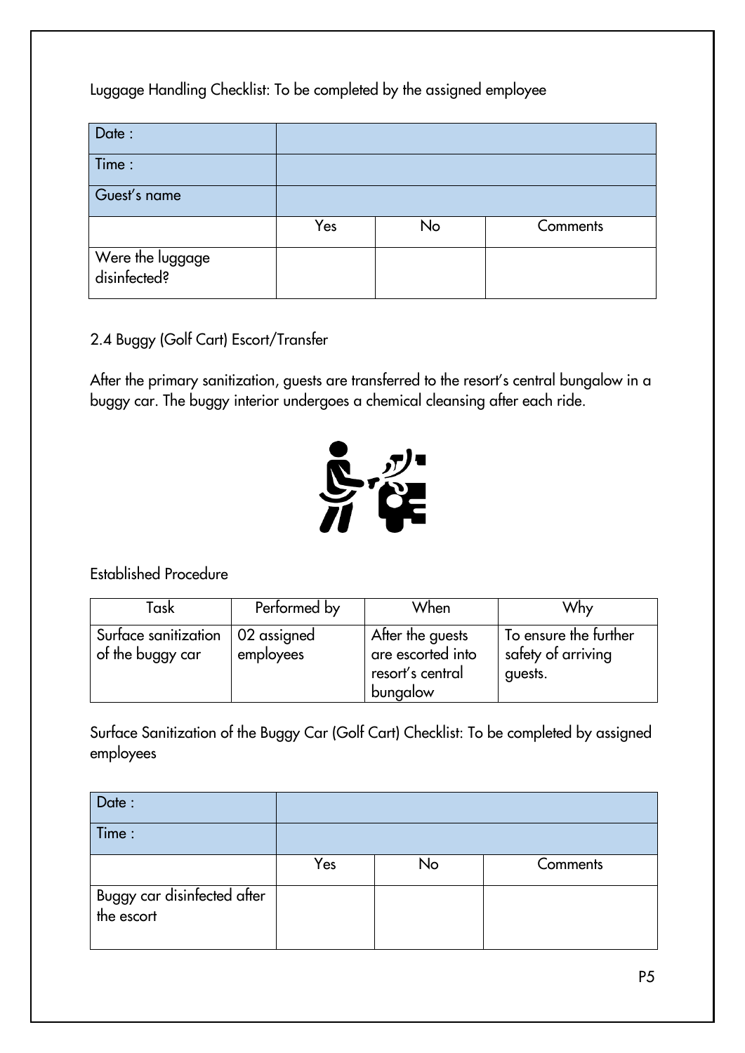Luggage Handling Checklist: To be completed by the assigned employee

| Date : | | | |
|---|---|---|---|
| Time : | | | |
| Guest's name | | | |
| | Yes | No | Comments |
| Were the luggage disinfected? | | | |

2.4 Buggy (Golf Cart) Escort/Transfer

After the primary sanitization, guests are transferred to the resort's central bungalow in a buggy car. The buggy interior undergoes a chemical cleansing after each ride.

Established Procedure

| Task | Performed by | When | Why |
|---|---|---|---|
| Surface sanitization of the buggy car | 02 assigned employees | After the guests are escorted into resort's central bungalow | To ensure the further safety of arriving guests. |

Surface Sanitization of the Buggy Car (Golf Cart) Checklist: To be completed by assigned employees

| Date : | | | |
|---|---|---|---|
| Time : | | | |
| | Yes | No | Comments |
| Buggy car disinfected after the escort | | | |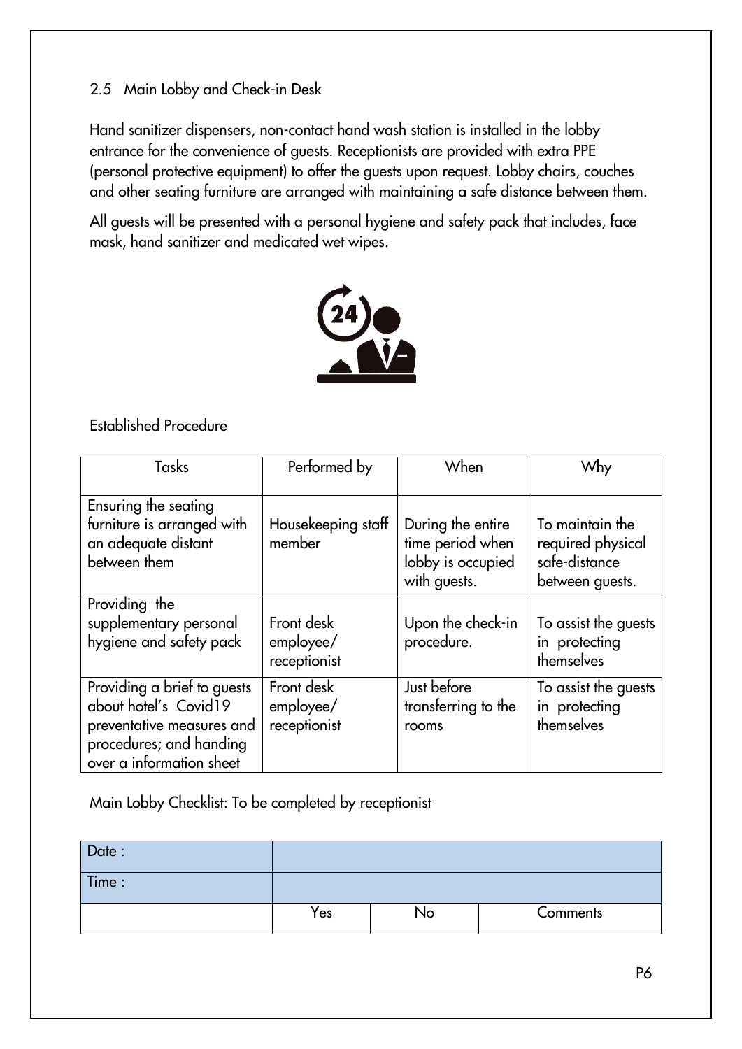## 2.5 Main Lobby and Check-in Desk

Hand sanitizer dispensers, non-contact hand wash station is installed in the lobby entrance for the convenience of guests. Receptionists are provided with extra PPE (personal protective equipment) to offer the guests upon request. Lobby chairs, couches and other seating furniture are arranged with maintaining a safe distance between them.

All guests will be presented with a personal hygiene and safety pack that includes, face mask, hand sanitizer and medicated wet wipes.

Established Procedure

| Tasks | Performed by | When | Why |
|---|---|---|---|
| Ensuring the seating furniture is arranged with an adequate distant between them | Housekeeping staff member | During the entire time period when lobby is occupied with guests. | To maintain the required physical safe-distance between guests. |
| Providing the supplementary personal hygiene and safety pack | Front desk employee/ receptionist | Upon the check-in procedure. | To assist the guests in protecting themselves |
| Providing a brief to guests about hotel's Covid19 preventative measures and procedures; and handing over a information sheet | Front desk employee/ receptionist | Just before transferring to the rooms | To assist the guests in protecting themselves |

Main Lobby Checklist: To be completed by receptionist

| Date : | | | |
|---|---|---|---|
| Time : | | | |
| | Yes | No | Comments |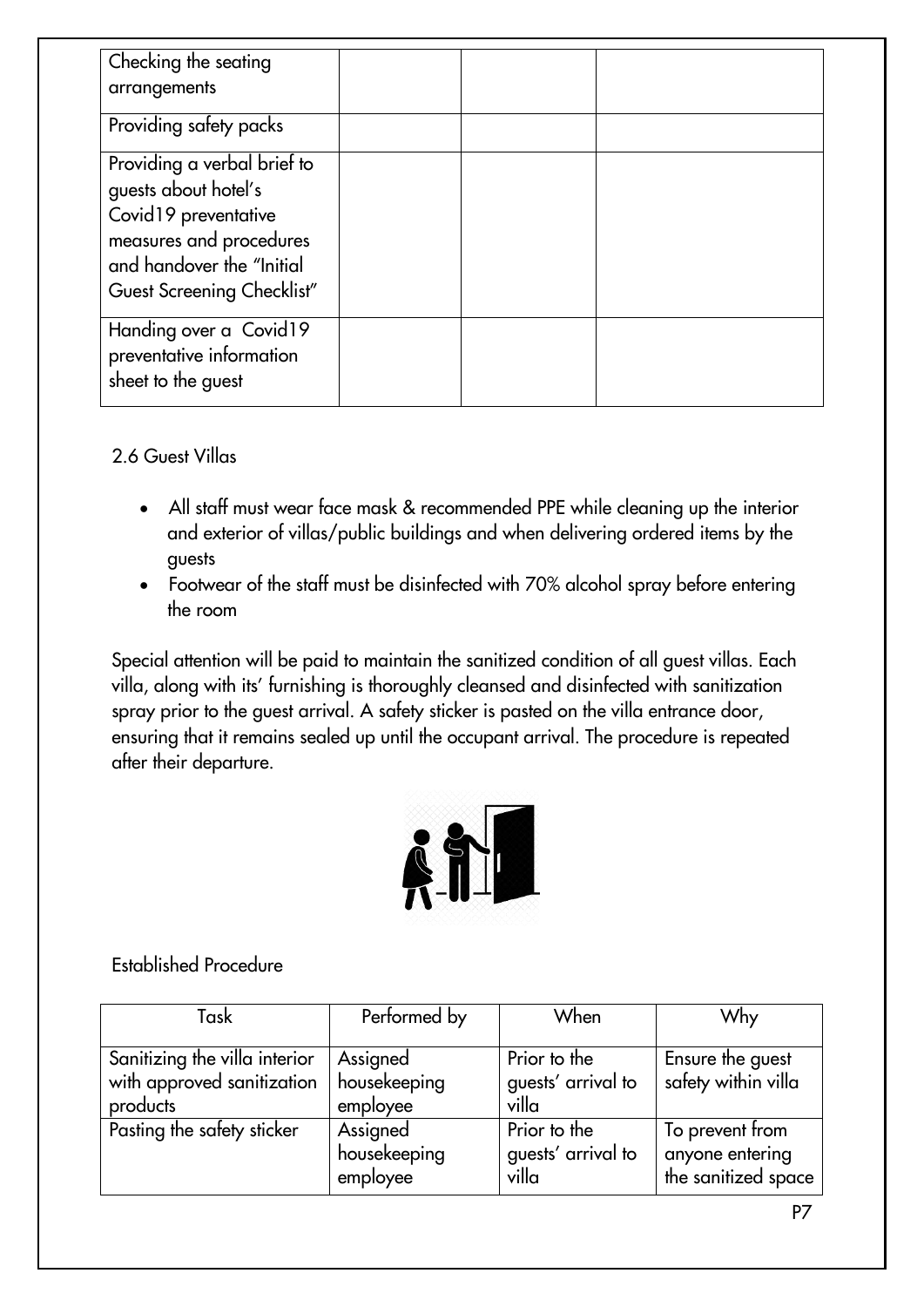| | | | |
|---|---|---|---|
| Checking the seating arrangements | | | |
| Providing safety packs | | | |
| Providing a verbal brief to guests about hotel's Covid19 preventative measures and procedures and handover the "Initial Guest Screening Checklist" | | | |
| Handing over a Covid19 preventative information sheet to the guest | | | |

### 2.6 Guest Villas

- All staff must wear face mask & recommended PPE while cleaning up the interior and exterior of villas/public buildings and when delivering ordered items by the guests
- Footwear of the staff must be disinfected with 70% alcohol spray before entering the room

Special attention will be paid to maintain the sanitized condition of all guest villas. Each villa, along with its' furnishing is thoroughly cleansed and disinfected with sanitization spray prior to the guest arrival. A safety sticker is pasted on the villa entrance door, ensuring that it remains sealed up until the occupant arrival. The procedure is repeated after their departure.

Established Procedure

| Task | Performed by | When | Why |
|---|---|---|---|
| Sanitizing the villa interior with approved sanitization products | Assigned housekeeping employee | Prior to the guests' arrival to villa | Ensure the guest safety within villa |
| Pasting the safety sticker | Assigned housekeeping employee | Prior to the guests' arrival to villa | To prevent from anyone entering the sanitized space |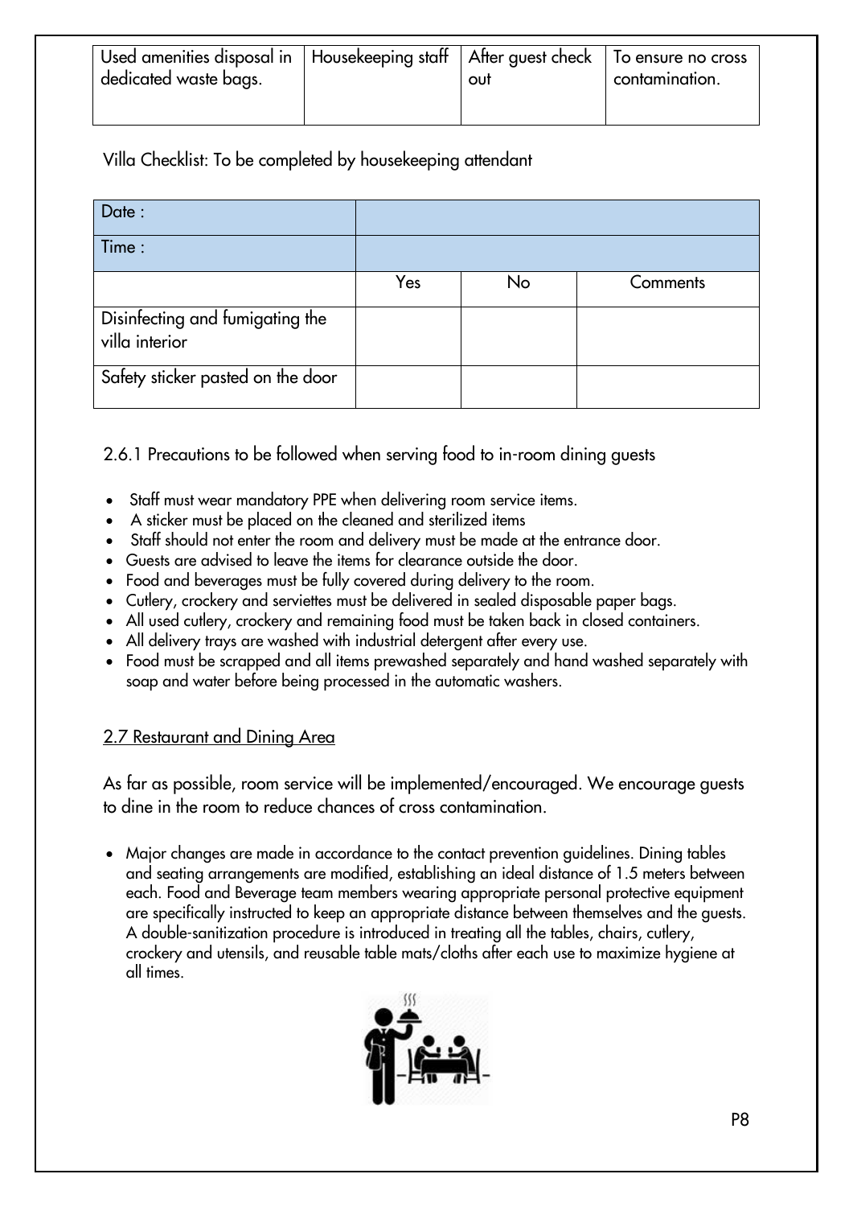| Used amenities disposal in dedicated waste bags. | Housekeeping staff | After guest check out | To ensure no cross contamination. |
|---|---|---|---|

Villa Checklist: To be completed by housekeeping attendant

| Date : | | | |
|---|---|---|---|
| Time : | | | |
| | Yes | No | Comments |
| Disinfecting and fumigating the villa interior | | | |
| Safety sticker pasted on the door | | | |

### 2.6.1 Precautions to be followed when serving food to in-room dining guests

- Staff must wear mandatory PPE when delivering room service items.
- A sticker must be placed on the cleaned and sterilized items
- Staff should not enter the room and delivery must be made at the entrance door.
- Guests are advised to leave the items for clearance outside the door.
- Food and beverages must be fully covered during delivery to the room.
- Cutlery, crockery and serviettes must be delivered in sealed disposable paper bags.
- All used cutlery, crockery and remaining food must be taken back in closed containers.
- All delivery trays are washed with industrial detergent after every use.
- Food must be scrapped and all items prewashed separately and hand washed separately with soap and water before being processed in the automatic washers.

## 2.7 Restaurant and Dining Area

As far as possible, room service will be implemented/encouraged. We encourage guests to dine in the room to reduce chances of cross contamination.

- Major changes are made in accordance to the contact prevention guidelines. Dining tables and seating arrangements are modified, establishing an ideal distance of 1.5 meters between each. Food and Beverage team members wearing appropriate personal protective equipment are specifically instructed to keep an appropriate distance between themselves and the guests. A double-sanitization procedure is introduced in treating all the tables, chairs, cutlery, crockery and utensils, and reusable table mats/cloths after each use to maximize hygiene at all times.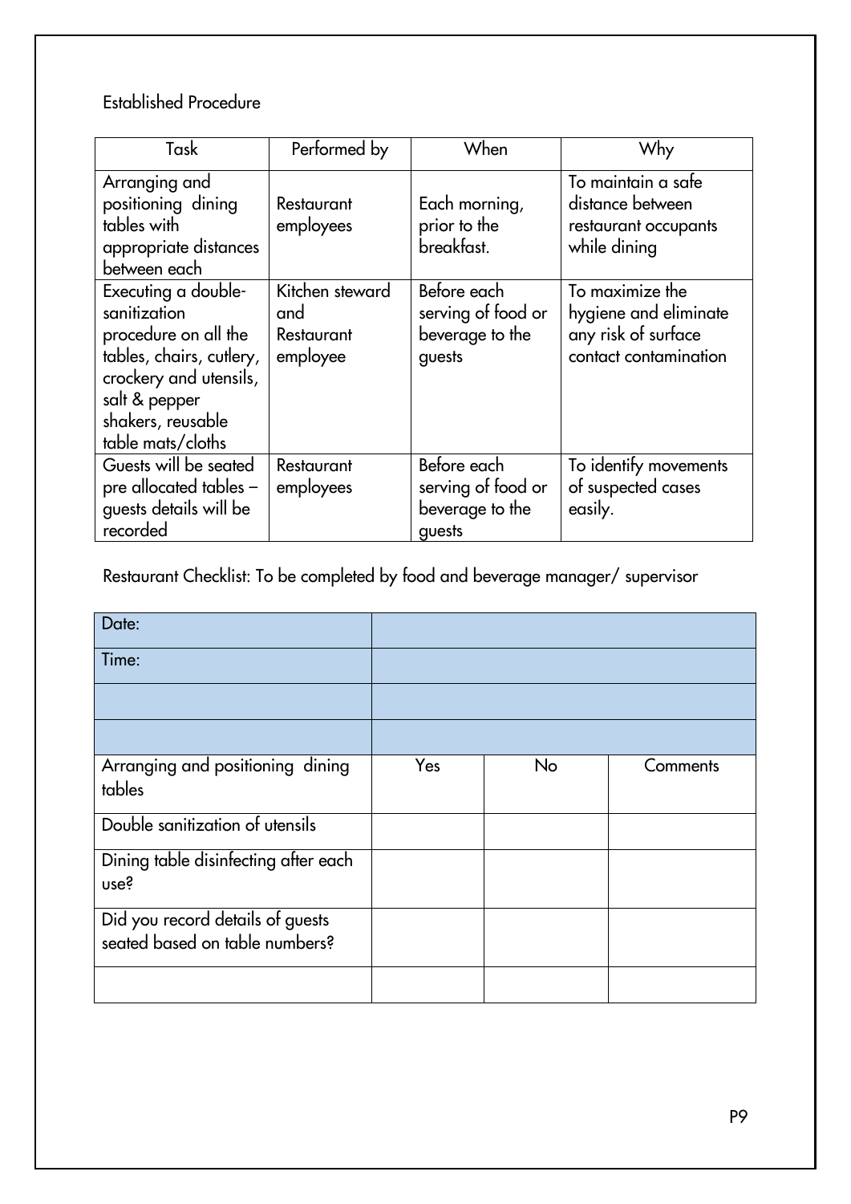Established Procedure

| Task | Performed by | When | Why |
| --- | --- | --- | --- |
| Arranging and positioning dining tables with appropriate distances between each | Restaurant employees | Each morning, prior to the breakfast. | To maintain a safe distance between restaurant occupants while dining |
| Executing a double-sanitization procedure on all the tables, chairs, cutlery, crockery and utensils, salt & pepper shakers, reusable table mats/cloths | Kitchen steward and Restaurant employee | Before each serving of food or beverage to the guests | To maximize the hygiene and eliminate any risk of surface contact contamination |
| Guests will be seated pre allocated tables – guests details will be recorded | Restaurant employees | Before each serving of food or beverage to the guests | To identify movements of suspected cases easily. |

Restaurant Checklist: To be completed by food and beverage manager/ supervisor

| Date: | | | |
| --- | --- | --- | --- |
| Time: | | | |
| | | | |
| | | | |
| Arranging and positioning dining tables | Yes | No | Comments |
| Double sanitization of utensils | | | |
| Dining table disinfecting after each use? | | | |
| Did you record details of guests seated based on table numbers? | | | |
| | | | |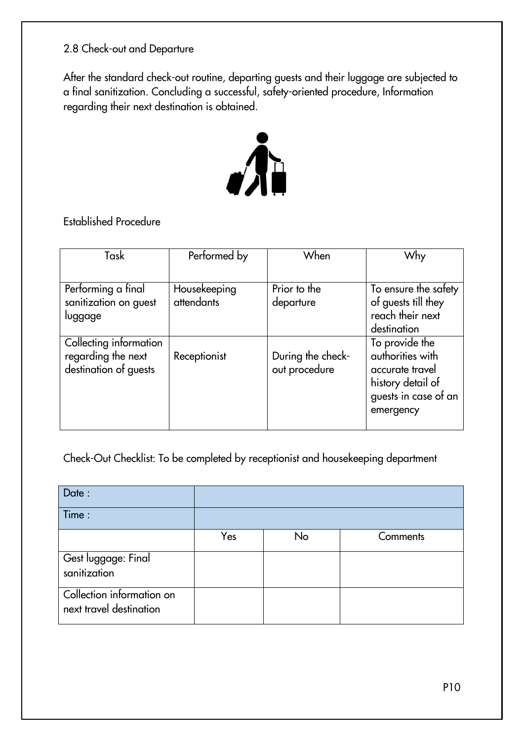## 2.8 Check-out and Departure

After the standard check-out routine, departing guests and their luggage are subjected to a final sanitization. Concluding a successful, safety-oriented procedure, Information regarding their next destination is obtained.

Established Procedure

| Task | Performed by | When | Why |
|---|---|---|---|
| Performing a final sanitization on guest luggage | Housekeeping attendants | Prior to the departure | To ensure the safety of guests till they reach their next destination |
| Collecting information regarding the next destination of guests | Receptionist | During the check-out procedure | To provide the authorities with accurate travel history detail of guests in case of an emergency |

Check-Out Checklist: To be completed by receptionist and housekeeping department

| Date : | | | |
|---|---|---|---|
| Time : | | | |
| | Yes | No | Comments |
| Gest luggage: Final sanitization | | | |
| Collection information on next travel destination | | | |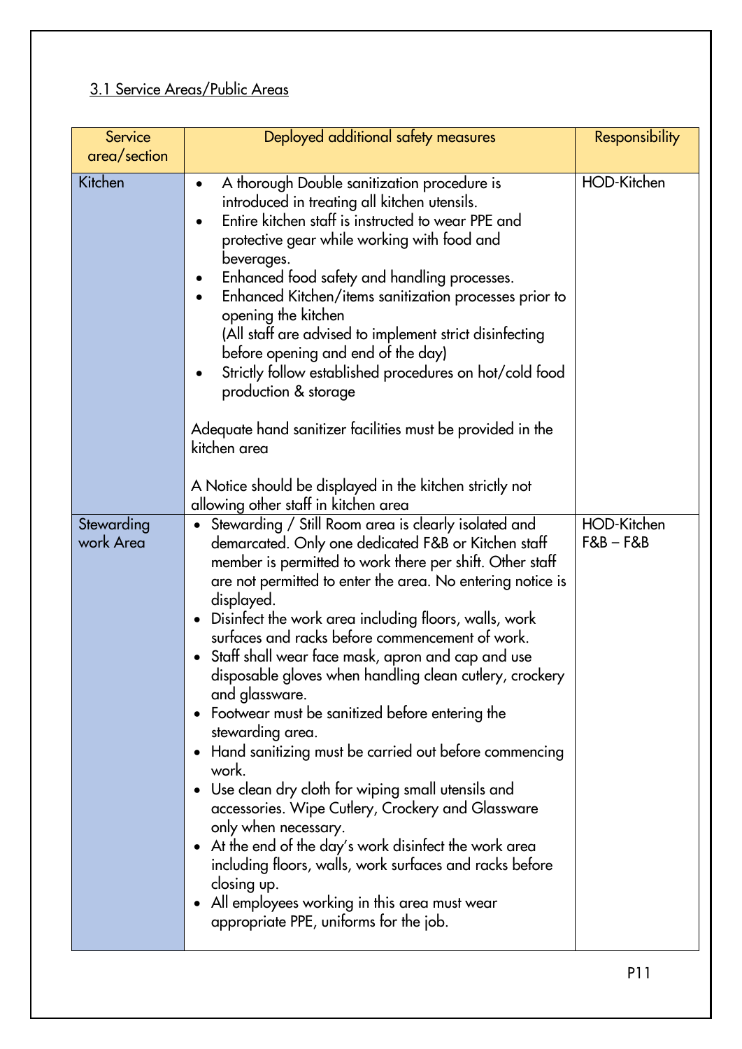3.1 Service Areas/Public Areas

| Service area/section | Deployed additional safety measures | Responsibility |
|---|---|---|
| Kitchen | • A thorough Double sanitization procedure is introduced in treating all kitchen utensils.<br>• Entire kitchen staff is instructed to wear PPE and protective gear while working with food and beverages.<br>• Enhanced food safety and handling processes.<br>• Enhanced Kitchen/items sanitization processes prior to opening the kitchen (All staff are advised to implement strict disinfecting before opening and end of the day)<br>• Strictly follow established procedures on hot/cold food production & storage<br><br>Adequate hand sanitizer facilities must be provided in the kitchen area<br><br>A Notice should be displayed in the kitchen strictly not allowing other staff in kitchen area | HOD-Kitchen |
| Stewarding work Area | • Stewarding / Still Room area is clearly isolated and demarcated. Only one dedicated F&B or Kitchen staff member is permitted to work there per shift. Other staff are not permitted to enter the area. No entering notice is displayed.<br>• Disinfect the work area including floors, walls, work surfaces and racks before commencement of work.<br>• Staff shall wear face mask, apron and cap and use disposable gloves when handling clean cutlery, crockery and glassware.<br>• Footwear must be sanitized before entering the stewarding area.<br>• Hand sanitizing must be carried out before commencing work.<br>• Use clean dry cloth for wiping small utensils and accessories. Wipe Cutlery, Crockery and Glassware only when necessary.<br>• At the end of the day's work disinfect the work area including floors, walls, work surfaces and racks before closing up.<br>• All employees working in this area must wear appropriate PPE, uniforms for the job. | HOD-Kitchen<br>F&B – F&B |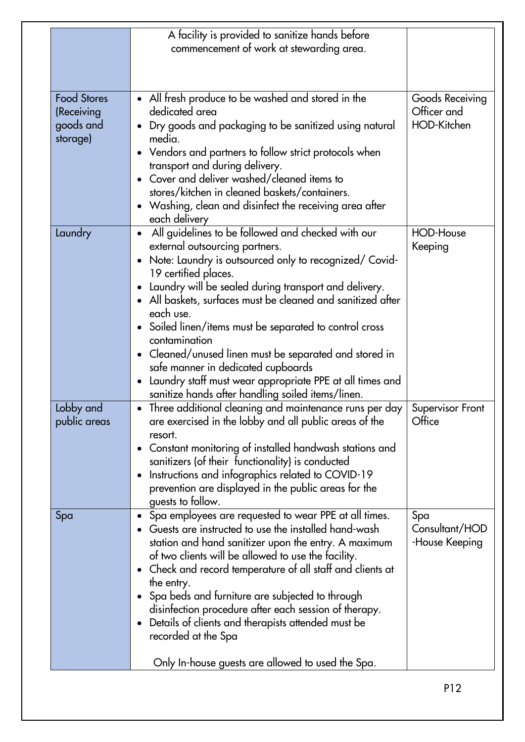| | | |
|---|---|---|
| | A facility is provided to sanitize hands before commencement of work at stewarding area. | |
| Food Stores (Receiving goods and storage) | • All fresh produce to be washed and stored in the dedicated area<br>• Dry goods and packaging to be sanitized using natural media.<br>• Vendors and partners to follow strict protocols when transport and during delivery.<br>• Cover and deliver washed/cleaned items to stores/kitchen in cleaned baskets/containers.<br>• Washing, clean and disinfect the receiving area after each delivery | Goods Receiving Officer and HOD-Kitchen |
| Laundry | • All guidelines to be followed and checked with our external outsourcing partners.<br>• Note: Laundry is outsourced only to recognized/ Covid-19 certified places.<br>• Laundry will be sealed during transport and delivery.<br>• All baskets, surfaces must be cleaned and sanitized after each use.<br>• Soiled linen/items must be separated to control cross contamination<br>• Cleaned/unused linen must be separated and stored in safe manner in dedicated cupboards<br>• Laundry staff must wear appropriate PPE at all times and sanitize hands after handling soiled items/linen. | HOD-House Keeping |
| Lobby and public areas | • Three additional cleaning and maintenance runs per day are exercised in the lobby and all public areas of the resort.<br>• Constant monitoring of installed handwash stations and sanitizers (of their functionality) is conducted<br>• Instructions and infographics related to COVID-19 prevention are displayed in the public areas for the guests to follow. | Supervisor Front Office |
| Spa | • Spa employees are requested to wear PPE at all times.<br>• Guests are instructed to use the installed hand-wash station and hand sanitizer upon the entry. A maximum of two clients will be allowed to use the facility.<br>• Check and record temperature of all staff and clients at the entry.<br>• Spa beds and furniture are subjected to through disinfection procedure after each session of therapy.<br>• Details of clients and therapists attended must be recorded at the Spa<br><br>Only In-house guests are allowed to used the Spa. | Spa Consultant/HOD -House Keeping |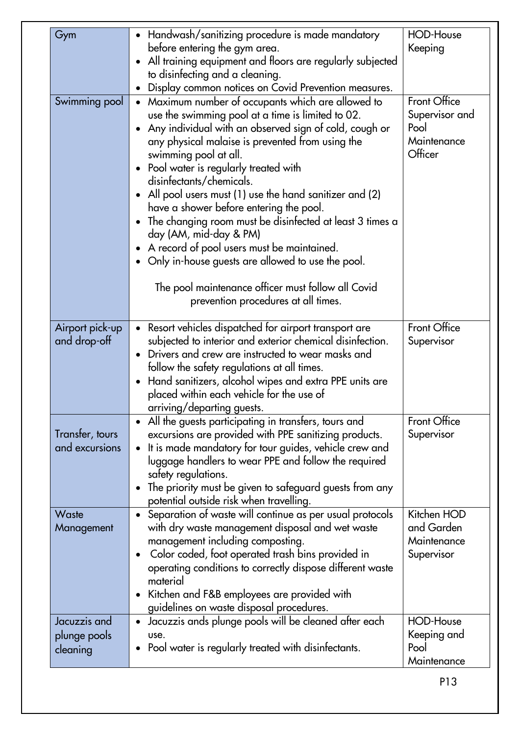| | | |
|---|---|---|
| Gym | • Handwash/sanitizing procedure is made mandatory before entering the gym area.<br>• All training equipment and floors are regularly subjected to disinfecting and a cleaning.<br>• Display common notices on Covid Prevention measures. | HOD-House Keeping |
| Swimming pool | • Maximum number of occupants which are allowed to use the swimming pool at a time is limited to 02.<br>• Any individual with an observed sign of cold, cough or any physical malaise is prevented from using the swimming pool at all.<br>• Pool water is regularly treated with disinfectants/chemicals.<br>• All pool users must (1) use the hand sanitizer and (2) have a shower before entering the pool.<br>• The changing room must be disinfected at least 3 times a day (AM, mid-day & PM)<br>• A record of pool users must be maintained.<br>• Only in-house guests are allowed to use the pool.<br><br>The pool maintenance officer must follow all Covid prevention procedures at all times. | Front Office Supervisor and Pool Maintenance Officer |
| Airport pick-up and drop-off | • Resort vehicles dispatched for airport transport are subjected to interior and exterior chemical disinfection.<br>• Drivers and crew are instructed to wear masks and follow the safety regulations at all times.<br>• Hand sanitizers, alcohol wipes and extra PPE units are placed within each vehicle for the use of arriving/departing guests. | Front Office Supervisor |
| Transfer, tours and excursions | • All the guests participating in transfers, tours and excursions are provided with PPE sanitizing products.<br>• It is made mandatory for tour guides, vehicle crew and luggage handlers to wear PPE and follow the required safety regulations.<br>• The priority must be given to safeguard guests from any potential outside risk when travelling. | Front Office Supervisor |
| Waste Management | • Separation of waste will continue as per usual protocols with dry waste management disposal and wet waste management including composting.<br>• Color coded, foot operated trash bins provided in operating conditions to correctly dispose different waste material<br>• Kitchen and F&B employees are provided with guidelines on waste disposal procedures. | Kitchen HOD and Garden Maintenance Supervisor |
| Jacuzzis and plunge pools cleaning | • Jacuzzis ands plunge pools will be cleaned after each use.<br>• Pool water is regularly treated with disinfectants. | HOD-House Keeping and Pool Maintenance |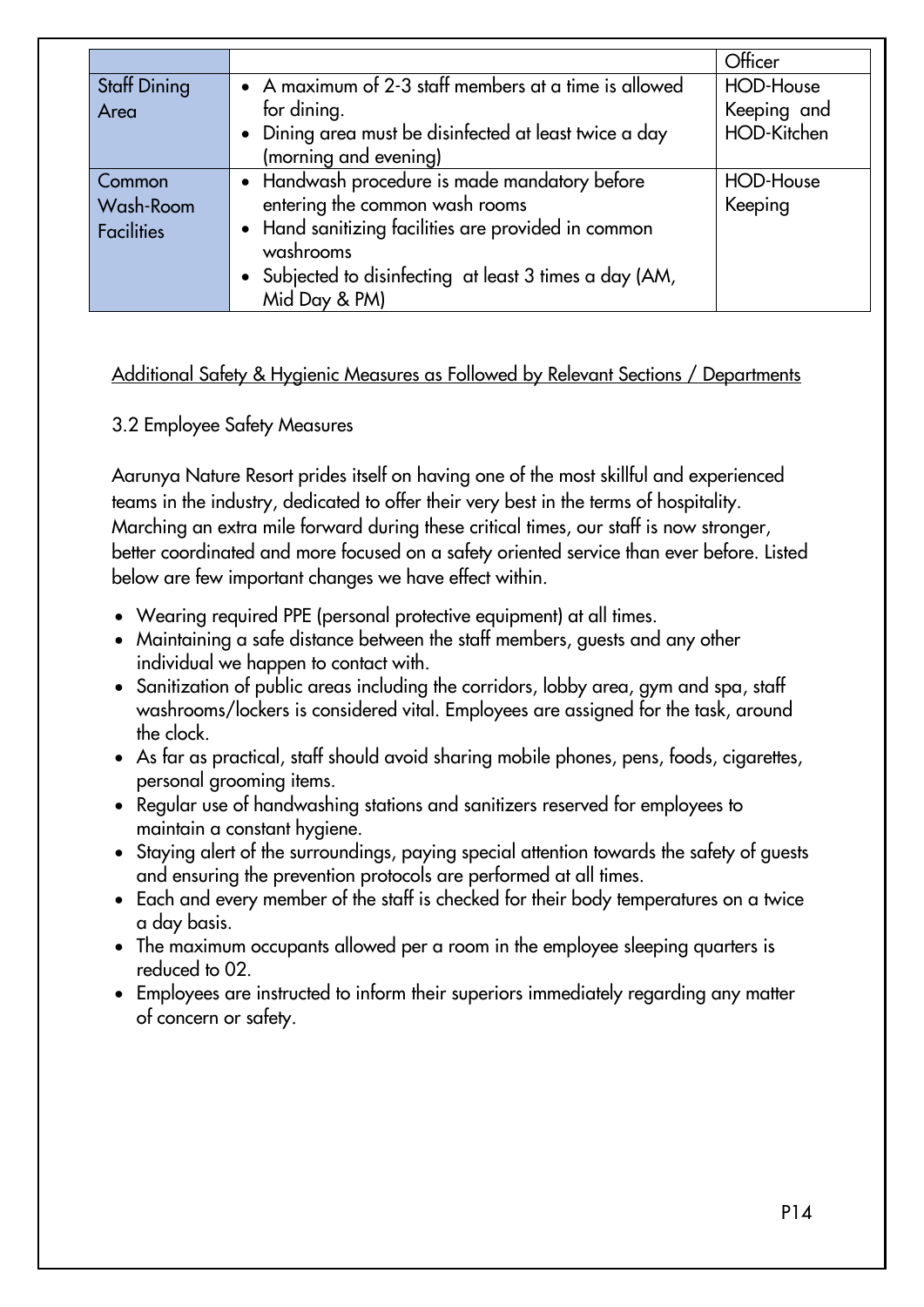| | | Officer |
|---|---|---|
| Staff Dining Area | • A maximum of 2-3 staff members at a time is allowed for dining.<br>• Dining area must be disinfected at least twice a day (morning and evening) | HOD-House Keeping and HOD-Kitchen |
| Common Wash-Room Facilities | • Handwash procedure is made mandatory before entering the common wash rooms<br>• Hand sanitizing facilities are provided in common washrooms<br>• Subjected to disinfecting at least 3 times a day (AM, Mid Day & PM) | HOD-House Keeping |

<u>Additional Safety & Hygienic Measures as Followed by Relevant Sections / Departments</u>

3.2 Employee Safety Measures

Aarunya Nature Resort prides itself on having one of the most skillful and experienced teams in the industry, dedicated to offer their very best in the terms of hospitality. Marching an extra mile forward during these critical times, our staff is now stronger, better coordinated and more focused on a safety oriented service than ever before. Listed below are few important changes we have effect within.

- Wearing required PPE (personal protective equipment) at all times.
- Maintaining a safe distance between the staff members, guests and any other individual we happen to contact with.
- Sanitization of public areas including the corridors, lobby area, gym and spa, staff washrooms/lockers is considered vital. Employees are assigned for the task, around the clock.
- As far as practical, staff should avoid sharing mobile phones, pens, foods, cigarettes, personal grooming items.
- Regular use of handwashing stations and sanitizers reserved for employees to maintain a constant hygiene.
- Staying alert of the surroundings, paying special attention towards the safety of guests and ensuring the prevention protocols are performed at all times.
- Each and every member of the staff is checked for their body temperatures on a twice a day basis.
- The maximum occupants allowed per a room in the employee sleeping quarters is reduced to 02.
- Employees are instructed to inform their superiors immediately regarding any matter of concern or safety.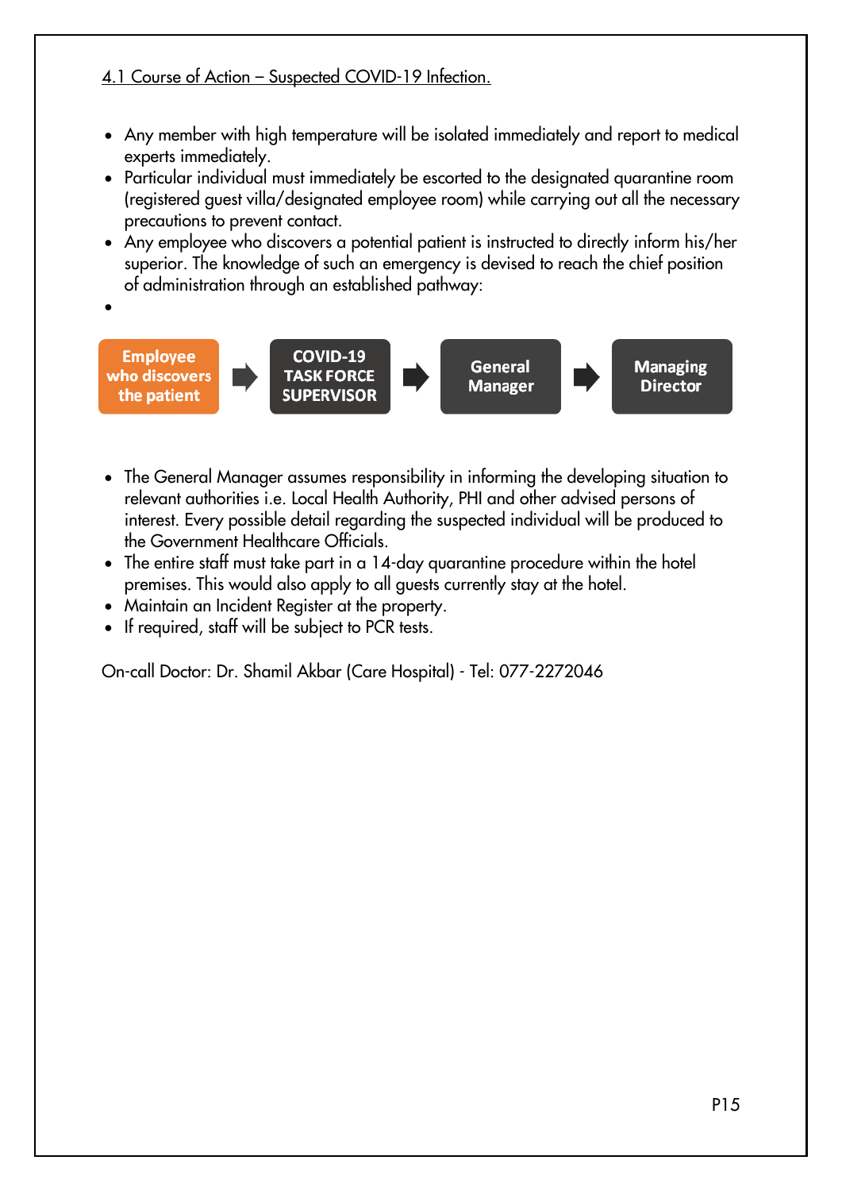## 4.1 Course of Action – Suspected COVID-19 Infection.

- Any member with high temperature will be isolated immediately and report to medical experts immediately.
- Particular individual must immediately be escorted to the designated quarantine room (registered guest villa/designated employee room) while carrying out all the necessary precautions to prevent contact.
- Any employee who discovers a potential patient is instructed to directly inform his/her superior. The knowledge of such an emergency is devised to reach the chief position of administration through an established pathway:
-

**Employee who discovers the patient** → **COVID-19 TASK FORCE SUPERVISOR** → **General Manager** → **Managing Director**

- The General Manager assumes responsibility in informing the developing situation to relevant authorities i.e. Local Health Authority, PHI and other advised persons of interest. Every possible detail regarding the suspected individual will be produced to the Government Healthcare Officials.
- The entire staff must take part in a 14-day quarantine procedure within the hotel premises. This would also apply to all guests currently stay at the hotel.
- Maintain an Incident Register at the property.
- If required, staff will be subject to PCR tests.

On-call Doctor: Dr. Shamil Akbar (Care Hospital) - Tel: 077-2272046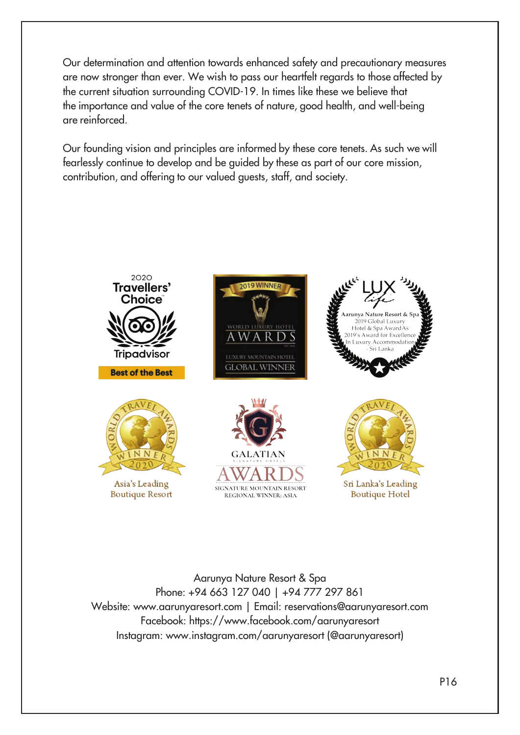Our determination and attention towards enhanced safety and precautionary measures are now stronger than ever. We wish to pass our heartfelt regards to those affected by the current situation surrounding COVID-19. In times like these we believe that the importance and value of the core tenets of nature, good health, and well-being are reinforced.

Our founding vision and principles are informed by these core tenets. As such we will fearlessly continue to develop and be guided by these as part of our core mission, contribution, and offering to our valued guests, staff, and society.

2020 Travellers' Choice Tripadvisor Best of the Best

2019 WINNER WORLD LUXURY HOTEL AWARDS LUXURY MOUNTAIN HOTEL GLOBAL WINNER

LUX life Aarunya Nature Resort & Spa 2019 Global Luxury Hotel & Spa Award As 2019's Award for Excellence In Luxury Accommodation - Sri Lanka

World Travel Awards Winner 2020 Asia's Leading Boutique Resort

GALATIAN SIGNATURE HOTELS AWARDS SIGNATURE MOUNTAIN RESORT REGIONAL WINNER: ASIA

World Travel Awards Winner 2020 Sri Lanka's Leading Boutique Hotel

Aarunya Nature Resort & Spa
Phone: +94 663 127 040 | +94 777 297 861
Website: www.aarunyaresort.com | Email: reservations@aarunyaresort.com
Facebook: https://www.facebook.com/aarunyaresort
Instagram: www.instagram.com/aarunyaresort (@aarunyaresort)